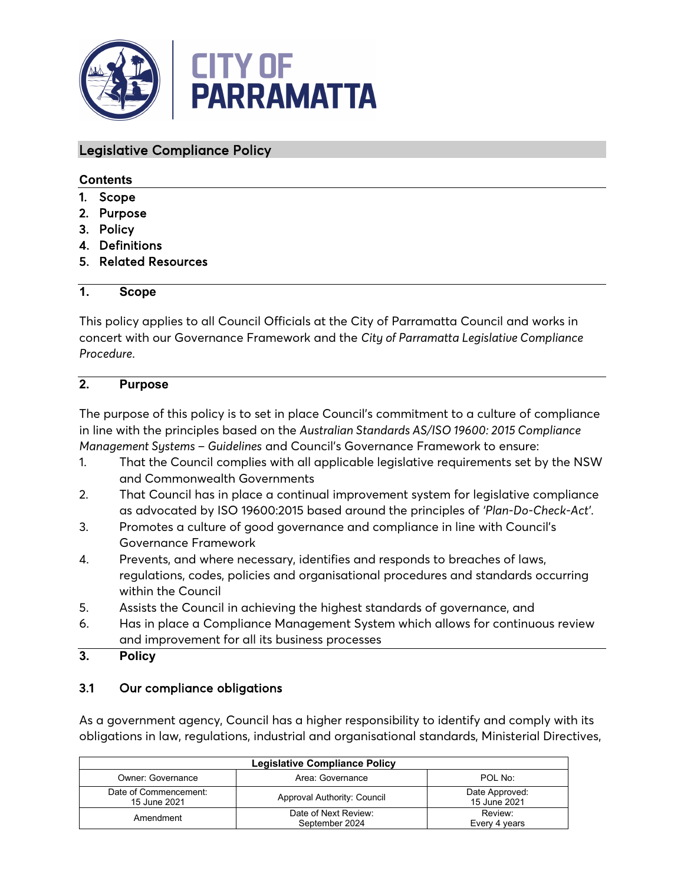CITY OF PARRAMATTA

# Legislative Compliance Policy

**Contents**

1. Scope
2. Purpose
3. Policy
4. Definitions
5. Related Resources

## 1. Scope

This policy applies to all Council Officials at the City of Parramatta Council and works in concert with our Governance Framework and the *City of Parramatta Legislative Compliance Procedure*.

## 2. Purpose

The purpose of this policy is to set in place Council's commitment to a culture of compliance in line with the principles based on the *Australian Standards AS/ISO 19600: 2015 Compliance Management Systems – Guidelines* and Council's Governance Framework to ensure:

1. That the Council complies with all applicable legislative requirements set by the NSW and Commonwealth Governments
2. That Council has in place a continual improvement system for legislative compliance as advocated by ISO 19600:2015 based around the principles of *'Plan-Do-Check-Act'*.
3. Promotes a culture of good governance and compliance in line with Council's Governance Framework
4. Prevents, and where necessary, identifies and responds to breaches of laws, regulations, codes, policies and organisational procedures and standards occurring within the Council
5. Assists the Council in achieving the highest standards of governance, and
6. Has in place a Compliance Management System which allows for continuous review and improvement for all its business processes

## 3. Policy

### 3.1 Our compliance obligations

As a government agency, Council has a higher responsibility to identify and comply with its obligations in law, regulations, industrial and organisational standards, Ministerial Directives,

| Legislative Compliance Policy | | |
|---|---|---|
| Owner: Governance | Area: Governance | POL No: |
| Date of Commencement: 15 June 2021 | Approval Authority: Council | Date Approved: 15 June 2021 |
| Amendment | Date of Next Review: September 2024 | Review: Every 4 years |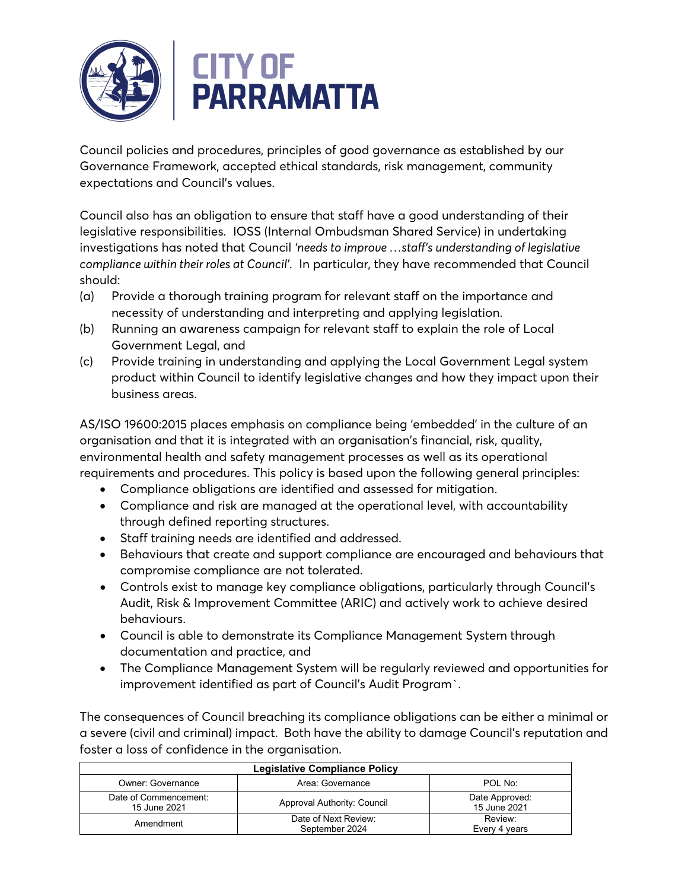Council policies and procedures, principles of good governance as established by our Governance Framework, accepted ethical standards, risk management, community expectations and Council's values.

Council also has an obligation to ensure that staff have a good understanding of their legislative responsibilities. IOSS (Internal Ombudsman Shared Service) in undertaking investigations has noted that Council *'needs to improve …staff's understanding of legislative compliance within their roles at Council'*. In particular, they have recommended that Council should:

(a) Provide a thorough training program for relevant staff on the importance and necessity of understanding and interpreting and applying legislation.

(b) Running an awareness campaign for relevant staff to explain the role of Local Government Legal, and

(c) Provide training in understanding and applying the Local Government Legal system product within Council to identify legislative changes and how they impact upon their business areas.

AS/ISO 19600:2015 places emphasis on compliance being 'embedded' in the culture of an organisation and that it is integrated with an organisation's financial, risk, quality, environmental health and safety management processes as well as its operational requirements and procedures. This policy is based upon the following general principles:

- Compliance obligations are identified and assessed for mitigation.
- Compliance and risk are managed at the operational level, with accountability through defined reporting structures.
- Staff training needs are identified and addressed.
- Behaviours that create and support compliance are encouraged and behaviours that compromise compliance are not tolerated.
- Controls exist to manage key compliance obligations, particularly through Council's Audit, Risk & Improvement Committee (ARIC) and actively work to achieve desired behaviours.
- Council is able to demonstrate its Compliance Management System through documentation and practice, and
- The Compliance Management System will be regularly reviewed and opportunities for improvement identified as part of Council's Audit Program`.

The consequences of Council breaching its compliance obligations can be either a minimal or a severe (civil and criminal) impact. Both have the ability to damage Council's reputation and foster a loss of confidence in the organisation.

| Legislative Compliance Policy | | |
|---|---|---|
| Owner: Governance | Area: Governance | POL No: |
| Date of Commencement: 15 June 2021 | Approval Authority: Council | Date Approved: 15 June 2021 |
| Amendment | Date of Next Review: September 2024 | Review: Every 4 years |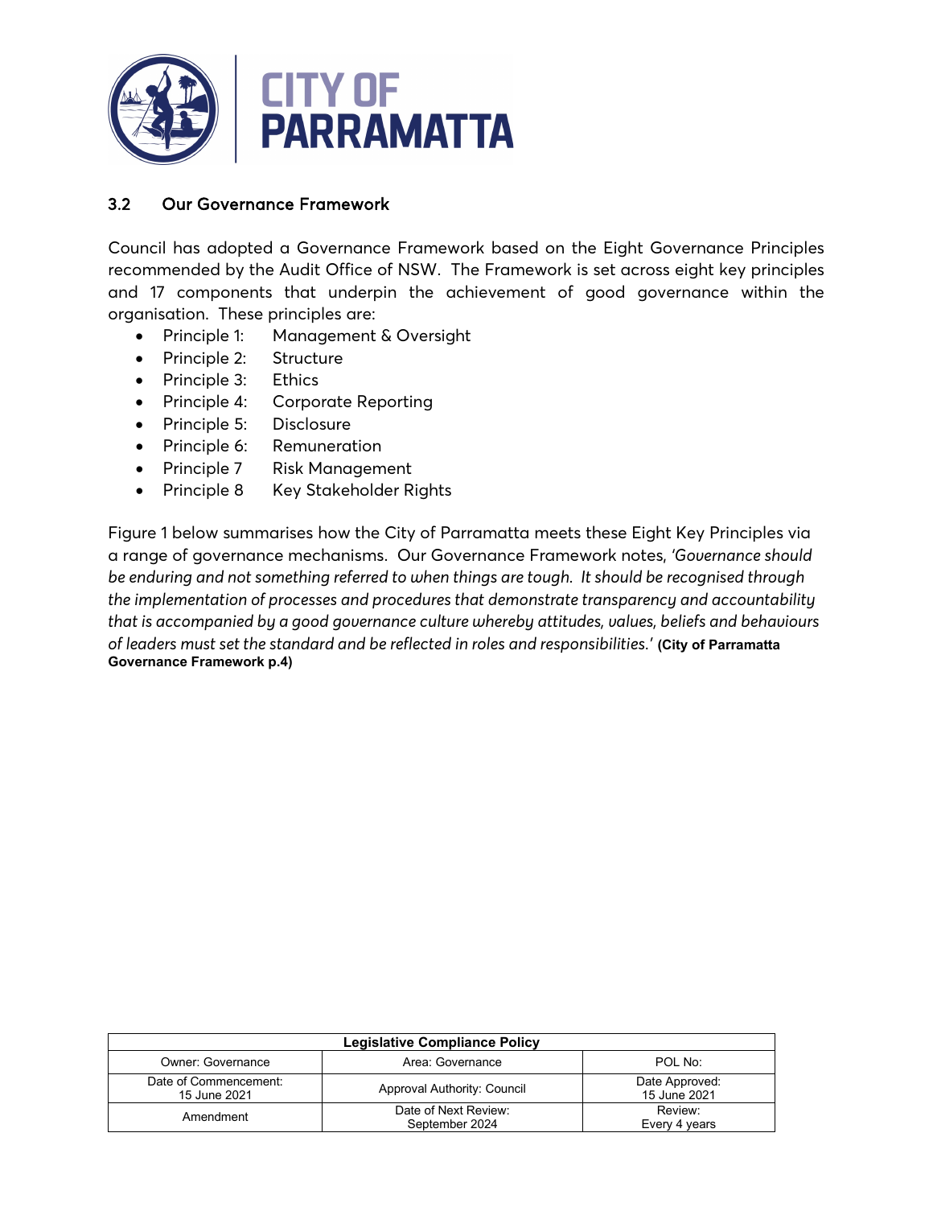## 3.2 Our Governance Framework

Council has adopted a Governance Framework based on the Eight Governance Principles recommended by the Audit Office of NSW. The Framework is set across eight key principles and 17 components that underpin the achievement of good governance within the organisation. These principles are:

- Principle 1: Management & Oversight
- Principle 2: Structure
- Principle 3: Ethics
- Principle 4: Corporate Reporting
- Principle 5: Disclosure
- Principle 6: Remuneration
- Principle 7 Risk Management
- Principle 8 Key Stakeholder Rights

Figure 1 below summarises how the City of Parramatta meets these Eight Key Principles via a range of governance mechanisms. Our Governance Framework notes, *'Governance should be enduring and not something referred to when things are tough. It should be recognised through the implementation of processes and procedures that demonstrate transparency and accountability that is accompanied by a good governance culture whereby attitudes, values, beliefs and behaviours of leaders must set the standard and be reflected in roles and responsibilities.'* **(City of Parramatta Governance Framework p.4)**

| Legislative Compliance Policy | | |
|---|---|---|
| Owner: Governance | Area: Governance | POL No: |
| Date of Commencement: 15 June 2021 | Approval Authority: Council | Date Approved: 15 June 2021 |
| Amendment | Date of Next Review: September 2024 | Review: Every 4 years |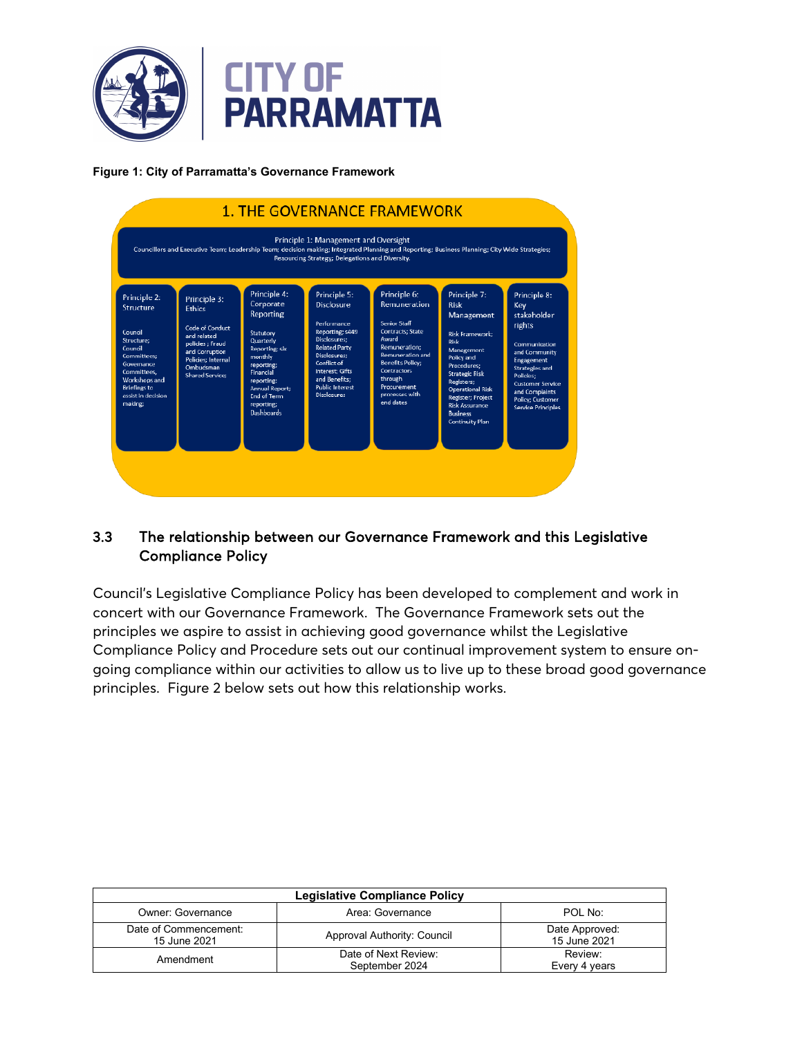**Figure 1: City of Parramatta's Governance Framework**

1. THE GOVERNANCE FRAMEWORK

Principle 1: Management and Oversight
Councillors and Executive Team; Leadership Team; decision making; Integrated Planning and Reporting; Business Planning; City Wide Strategies; Resourcing Strategy; Delegations and Diversity.

| Principle 2: Structure | Principle 3: Ethics | Principle 4: Corporate Reporting | Principle 5: Disclosure | Principle 6: Remuneration | Principle 7: Risk Management | Principle 8: Key stakeholder rights |
| --- | --- | --- | --- | --- | --- | --- |
| Council Structure; Council Committees; Governance Committees, Workshops and Briefings to assist in decision making; | Code of Conduct and related policies ; Fraud and Corruption Policies; Internal Ombudsman Shared Service; | Statutory Quarterly Reporting; six monthly reporting; Financial reporting; Annual Report; End of Term reporting; Dashboards | Performance Reporting; s449 Disclosures; Related Party Disclosures; Conflict of Interest; Gifts and Benefits; Public Interest Disclosures | Senior Staff Contracts; State Award Remuneration; Remuneration and Benefits Policy; Contractors through Procurement processes with end dates | Risk Framework; Risk Management Policy and Procedures; Strategic Risk Registers; Operational Risk Register; Project Risk Assurance Business Continuity Plan | Communication and Community Engagement Strategies and Policies; Customer Service and Complaints Policy; Customer Service Principles |

## 3.3 The relationship between our Governance Framework and this Legislative Compliance Policy

Council's Legislative Compliance Policy has been developed to complement and work in concert with our Governance Framework. The Governance Framework sets out the principles we aspire to assist in achieving good governance whilst the Legislative Compliance Policy and Procedure sets out our continual improvement system to ensure on-going compliance within our activities to allow us to live up to these broad good governance principles. Figure 2 below sets out how this relationship works.

| Legislative Compliance Policy | | |
| --- | --- | --- |
| Owner: Governance | Area: Governance | POL No: |
| Date of Commencement: 15 June 2021 | Approval Authority: Council | Date Approved: 15 June 2021 |
| Amendment | Date of Next Review: September 2024 | Review: Every 4 years |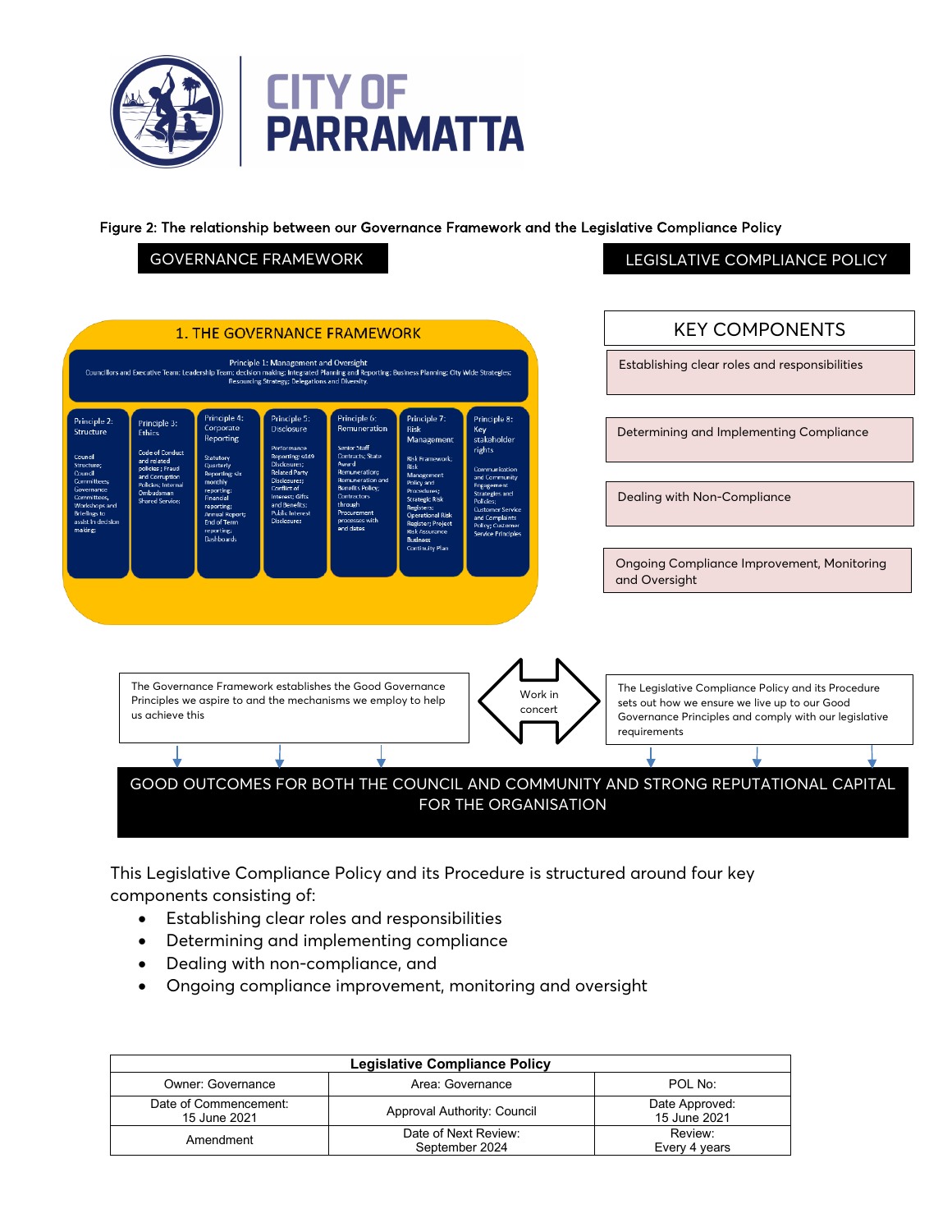Figure 2: The relationship between our Governance Framework and the Legislative Compliance Policy

GOVERNANCE FRAMEWORK

LEGISLATIVE COMPLIANCE POLICY

**1. THE GOVERNANCE FRAMEWORK**

**Principle 1: Management and Oversight**
Councillors and Executive Team; Leadership Team; decision making; Integrated Planning and Reporting; Business Planning; City Wide Strategies; Resourcing Strategy; Delegations and Diversity.

| Principle 2: Structure | Principle 3: Ethics | Principle 4: Corporate Reporting | Principle 5: Disclosure | Principle 6: Remuneration | Principle 7: Risk Management | Principle 8: Key stakeholder rights |
|---|---|---|---|---|---|---|
| Council Structure; Council Committees; Governance Committees, Workshops and Briefings to assist in decision making; | Code of Conduct and related policies ; Fraud and Corruption Policies; Internal Ombudsman Shared Service; | Statutory Quarterly Reporting; six monthly reporting; Financial reporting; Annual Report; End of Term reporting; Dashboards | Performance Reporting; s449 Disclosures; Related Party Disclosures; Conflict of Interest; Gifts and Benefits; Public Interest Disclosures | Senior Staff Contracts; State Award Remuneration; Remuneration and Benefits Policy; Contractors through Procurement processes with end dates | Risk Framework; Risk Management Policy and Procedures; Strategic Risk Registers; Operational Risk Register; Project Risk Assurance Business Continuity Plan | Communication and Community Engagement Strategies and Policies; Customer Service and Complaints Policy; Customer Service Principles |

**KEY COMPONENTS**

- Establishing clear roles and responsibilities
- Determining and Implementing Compliance
- Dealing with Non-Compliance
- Ongoing Compliance Improvement, Monitoring and Oversight

The Governance Framework establishes the Good Governance Principles we aspire to and the mechanisms we employ to help us achieve this

Work in concert

The Legislative Compliance Policy and its Procedure sets out how we ensure we live up to our Good Governance Principles and comply with our legislative requirements

GOOD OUTCOMES FOR BOTH THE COUNCIL AND COMMUNITY AND STRONG REPUTATIONAL CAPITAL FOR THE ORGANISATION

This Legislative Compliance Policy and its Procedure is structured around four key components consisting of:

- Establishing clear roles and responsibilities
- Determining and implementing compliance
- Dealing with non-compliance, and
- Ongoing compliance improvement, monitoring and oversight

| Legislative Compliance Policy | | |
|---|---|---|
| Owner: Governance | Area: Governance | POL No: |
| Date of Commencement: 15 June 2021 | Approval Authority: Council | Date Approved: 15 June 2021 |
| Amendment | Date of Next Review: September 2024 | Review: Every 4 years |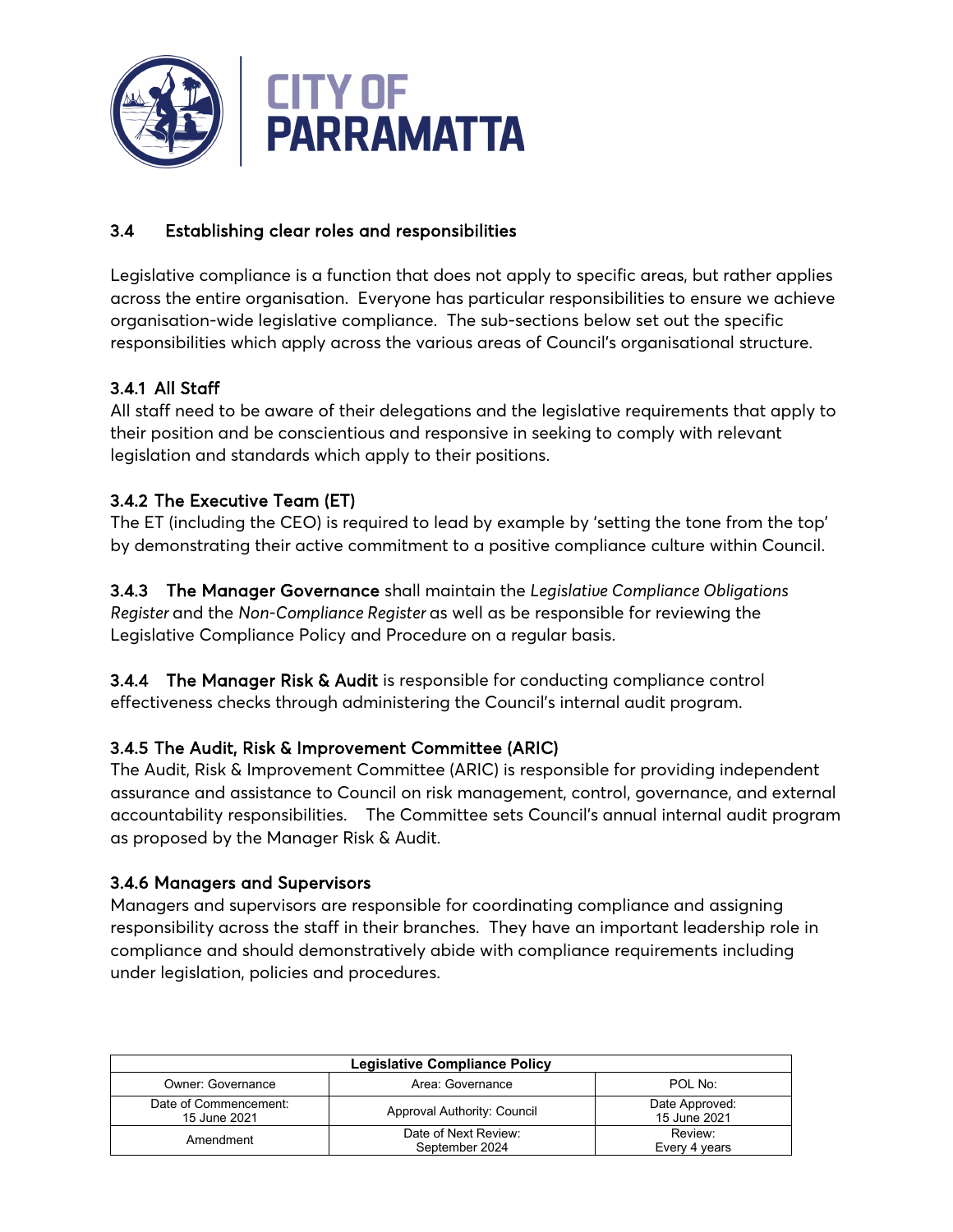### 3.4 Establishing clear roles and responsibilities

Legislative compliance is a function that does not apply to specific areas, but rather applies across the entire organisation. Everyone has particular responsibilities to ensure we achieve organisation-wide legislative compliance. The sub-sections below set out the specific responsibilities which apply across the various areas of Council's organisational structure.

#### 3.4.1 All Staff

All staff need to be aware of their delegations and the legislative requirements that apply to their position and be conscientious and responsive in seeking to comply with relevant legislation and standards which apply to their positions.

#### 3.4.2 The Executive Team (ET)

The ET (including the CEO) is required to lead by example by 'setting the tone from the top' by demonstrating their active commitment to a positive compliance culture within Council.

**3.4.3 The Manager Governance** shall maintain the *Legislative Compliance Obligations Register* and the *Non-Compliance Register* as well as be responsible for reviewing the Legislative Compliance Policy and Procedure on a regular basis.

**3.4.4 The Manager Risk & Audit** is responsible for conducting compliance control effectiveness checks through administering the Council's internal audit program.

#### 3.4.5 The Audit, Risk & Improvement Committee (ARIC)

The Audit, Risk & Improvement Committee (ARIC) is responsible for providing independent assurance and assistance to Council on risk management, control, governance, and external accountability responsibilities. The Committee sets Council's annual internal audit program as proposed by the Manager Risk & Audit.

#### 3.4.6 Managers and Supervisors

Managers and supervisors are responsible for coordinating compliance and assigning responsibility across the staff in their branches. They have an important leadership role in compliance and should demonstratively abide with compliance requirements including under legislation, policies and procedures.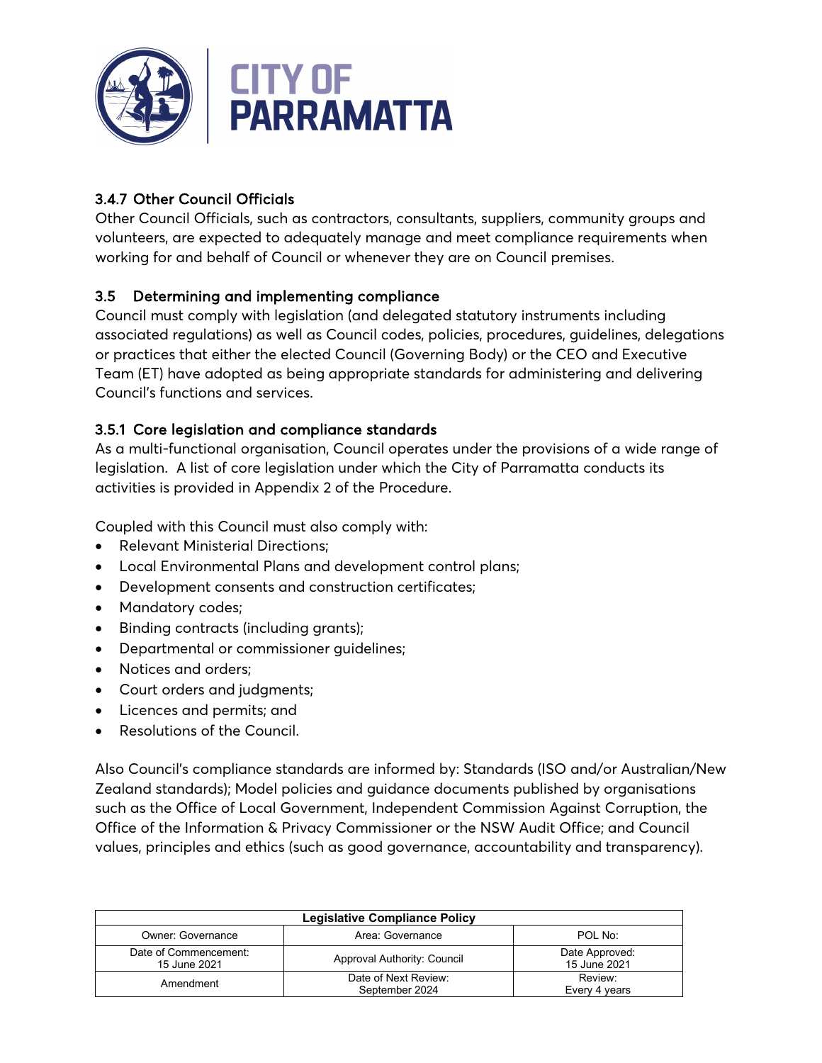### 3.4.7 Other Council Officials

Other Council Officials, such as contractors, consultants, suppliers, community groups and volunteers, are expected to adequately manage and meet compliance requirements when working for and behalf of Council or whenever they are on Council premises.

## 3.5 Determining and implementing compliance

Council must comply with legislation (and delegated statutory instruments including associated regulations) as well as Council codes, policies, procedures, guidelines, delegations or practices that either the elected Council (Governing Body) or the CEO and Executive Team (ET) have adopted as being appropriate standards for administering and delivering Council's functions and services.

### 3.5.1 Core legislation and compliance standards

As a multi-functional organisation, Council operates under the provisions of a wide range of legislation. A list of core legislation under which the City of Parramatta conducts its activities is provided in Appendix 2 of the Procedure.

Coupled with this Council must also comply with:

- Relevant Ministerial Directions;
- Local Environmental Plans and development control plans;
- Development consents and construction certificates;
- Mandatory codes;
- Binding contracts (including grants);
- Departmental or commissioner guidelines;
- Notices and orders;
- Court orders and judgments;
- Licences and permits; and
- Resolutions of the Council.

Also Council's compliance standards are informed by: Standards (ISO and/or Australian/New Zealand standards); Model policies and guidance documents published by organisations such as the Office of Local Government, Independent Commission Against Corruption, the Office of the Information & Privacy Commissioner or the NSW Audit Office; and Council values, principles and ethics (such as good governance, accountability and transparency).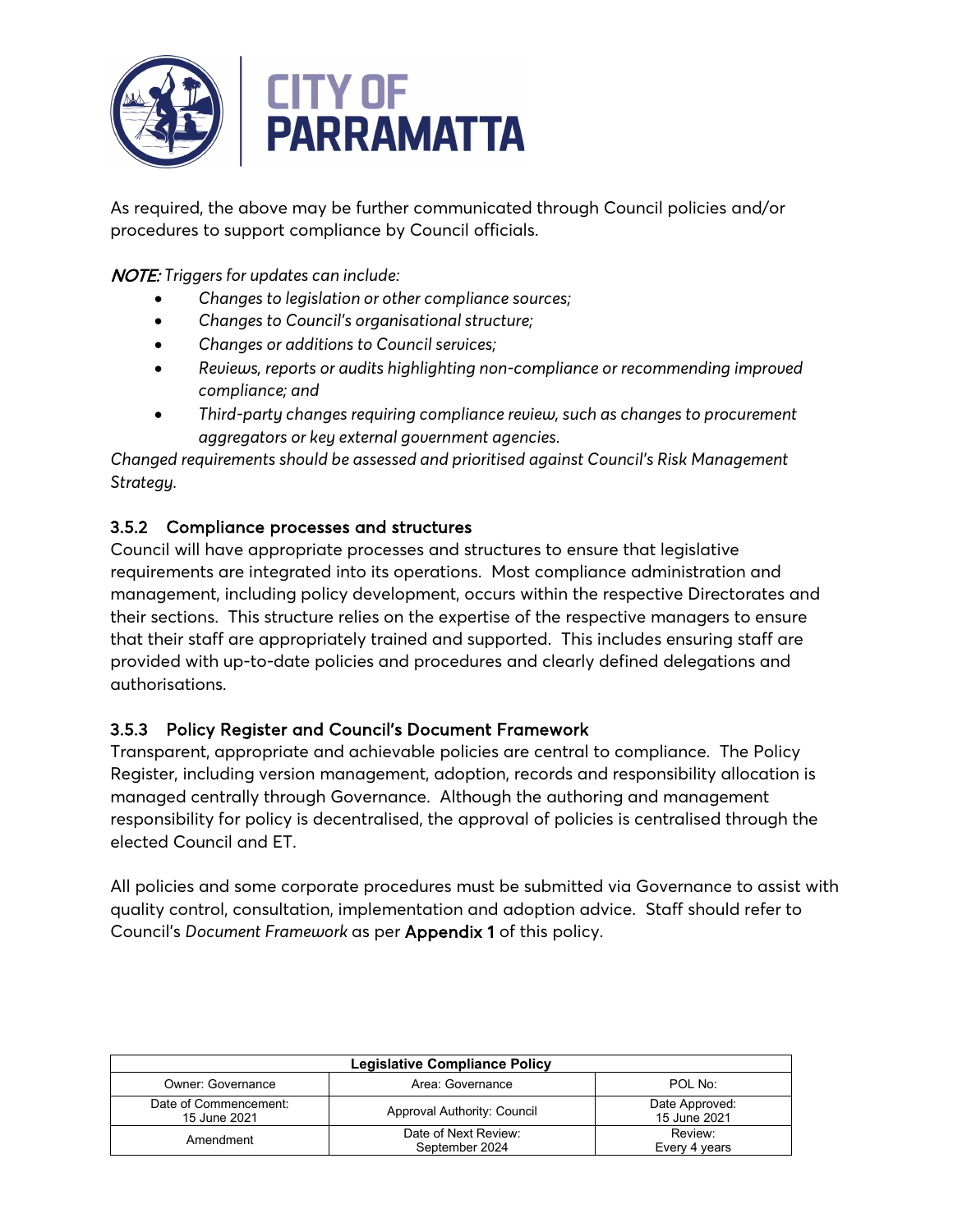As required, the above may be further communicated through Council policies and/or procedures to support compliance by Council officials.

***NOTE:*** *Triggers for updates can include:*

- *Changes to legislation or other compliance sources;*
- *Changes to Council's organisational structure;*
- *Changes or additions to Council services;*
- *Reviews, reports or audits highlighting non-compliance or recommending improved compliance; and*
- *Third-party changes requiring compliance review, such as changes to procurement aggregators or key external government agencies.*

*Changed requirements should be assessed and prioritised against Council's Risk Management Strategy.*

### 3.5.2 Compliance processes and structures

Council will have appropriate processes and structures to ensure that legislative requirements are integrated into its operations. Most compliance administration and management, including policy development, occurs within the respective Directorates and their sections. This structure relies on the expertise of the respective managers to ensure that their staff are appropriately trained and supported. This includes ensuring staff are provided with up-to-date policies and procedures and clearly defined delegations and authorisations.

### 3.5.3 Policy Register and Council's Document Framework

Transparent, appropriate and achievable policies are central to compliance. The Policy Register, including version management, adoption, records and responsibility allocation is managed centrally through Governance. Although the authoring and management responsibility for policy is decentralised, the approval of policies is centralised through the elected Council and ET.

All policies and some corporate procedures must be submitted via Governance to assist with quality control, consultation, implementation and adoption advice. Staff should refer to Council's *Document Framework* as per **Appendix 1** of this policy.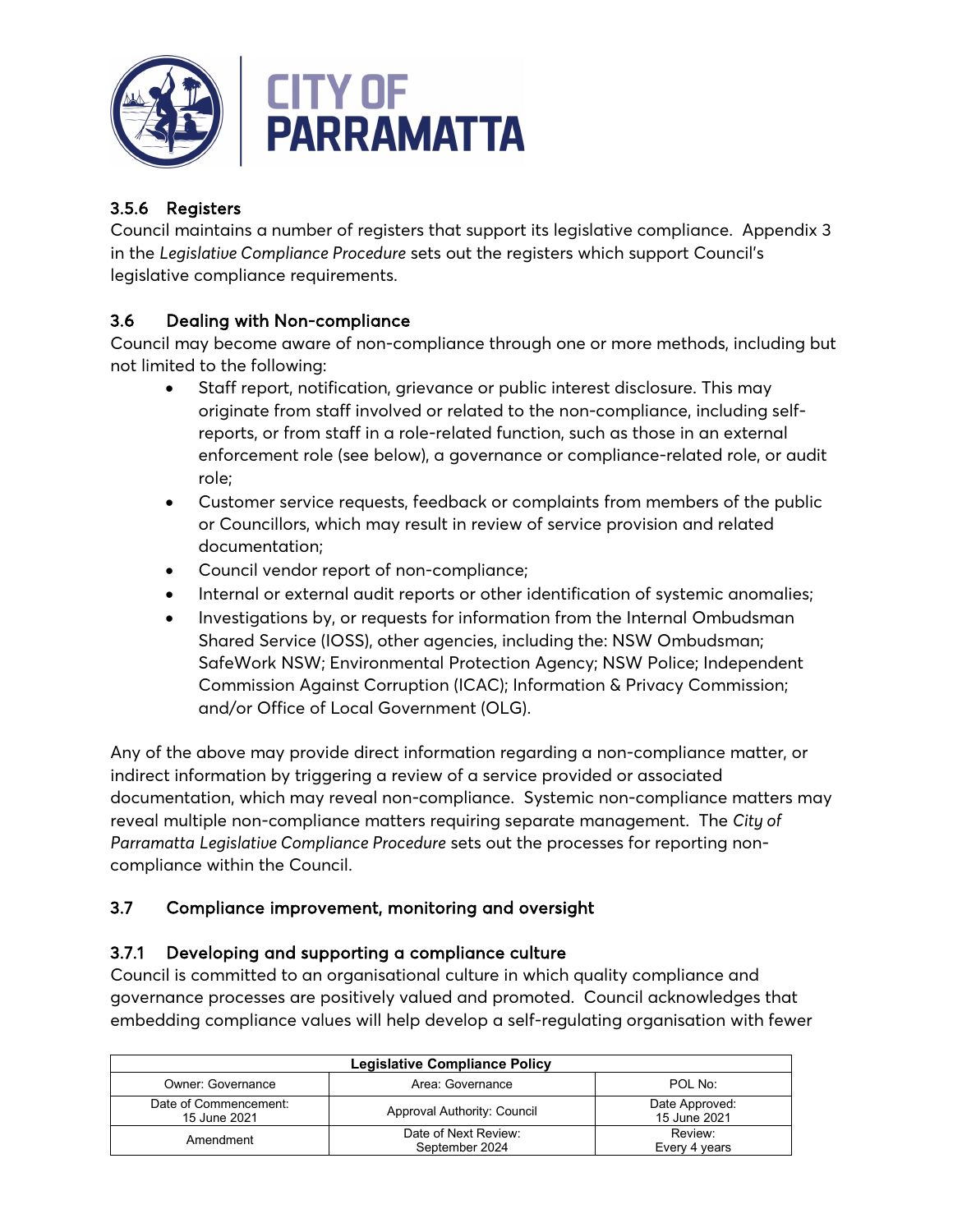### 3.5.6 Registers

Council maintains a number of registers that support its legislative compliance. Appendix 3 in the *Legislative Compliance Procedure* sets out the registers which support Council's legislative compliance requirements.

## 3.6 Dealing with Non-compliance

Council may become aware of non-compliance through one or more methods, including but not limited to the following:

- Staff report, notification, grievance or public interest disclosure. This may originate from staff involved or related to the non-compliance, including self-reports, or from staff in a role-related function, such as those in an external enforcement role (see below), a governance or compliance-related role, or audit role;
- Customer service requests, feedback or complaints from members of the public or Councillors, which may result in review of service provision and related documentation;
- Council vendor report of non-compliance;
- Internal or external audit reports or other identification of systemic anomalies;
- Investigations by, or requests for information from the Internal Ombudsman Shared Service (IOSS), other agencies, including the: NSW Ombudsman; SafeWork NSW; Environmental Protection Agency; NSW Police; Independent Commission Against Corruption (ICAC); Information & Privacy Commission; and/or Office of Local Government (OLG).

Any of the above may provide direct information regarding a non-compliance matter, or indirect information by triggering a review of a service provided or associated documentation, which may reveal non-compliance. Systemic non-compliance matters may reveal multiple non-compliance matters requiring separate management. The *City of Parramatta Legislative Compliance Procedure* sets out the processes for reporting non-compliance within the Council.

## 3.7 Compliance improvement, monitoring and oversight

### 3.7.1 Developing and supporting a compliance culture

Council is committed to an organisational culture in which quality compliance and governance processes are positively valued and promoted. Council acknowledges that embedding compliance values will help develop a self-regulating organisation with fewer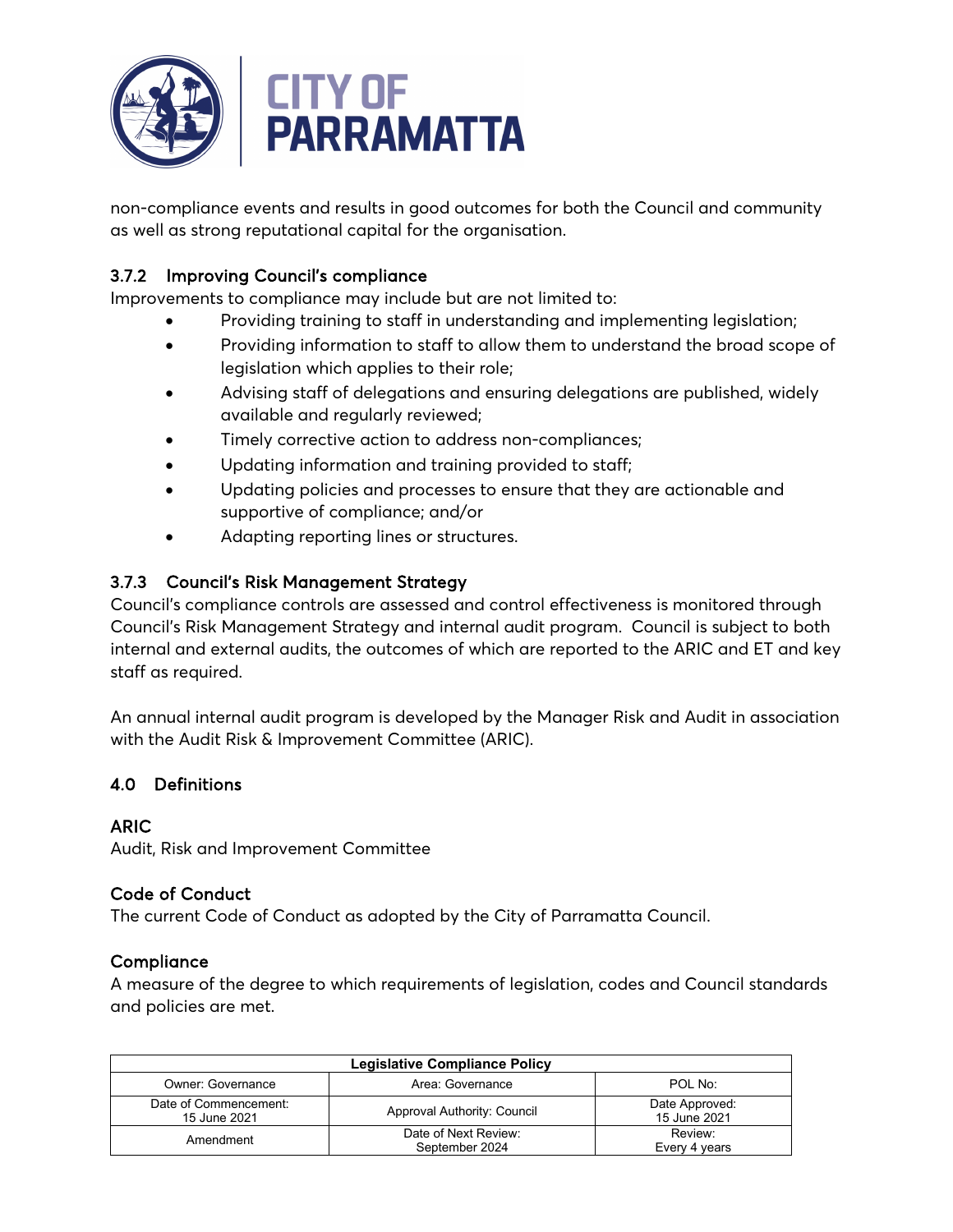non-compliance events and results in good outcomes for both the Council and community as well as strong reputational capital for the organisation.

### 3.7.2 Improving Council's compliance

Improvements to compliance may include but are not limited to:

- Providing training to staff in understanding and implementing legislation;
- Providing information to staff to allow them to understand the broad scope of legislation which applies to their role;
- Advising staff of delegations and ensuring delegations are published, widely available and regularly reviewed;
- Timely corrective action to address non-compliances;
- Updating information and training provided to staff;
- Updating policies and processes to ensure that they are actionable and supportive of compliance; and/or
- Adapting reporting lines or structures.

### 3.7.3 Council's Risk Management Strategy

Council's compliance controls are assessed and control effectiveness is monitored through Council's Risk Management Strategy and internal audit program. Council is subject to both internal and external audits, the outcomes of which are reported to the ARIC and ET and key staff as required.

An annual internal audit program is developed by the Manager Risk and Audit in association with the Audit Risk & Improvement Committee (ARIC).

## 4.0 Definitions

### ARIC

Audit, Risk and Improvement Committee

### Code of Conduct

The current Code of Conduct as adopted by the City of Parramatta Council.

### Compliance

A measure of the degree to which requirements of legislation, codes and Council standards and policies are met.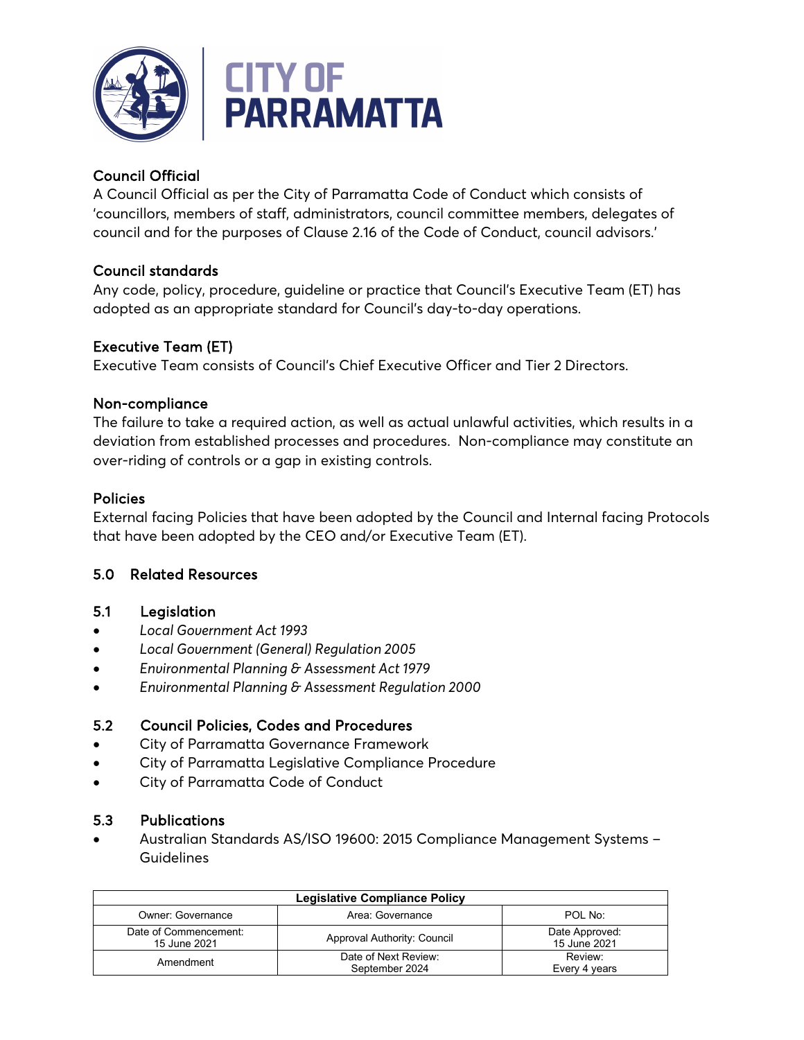### Council Official

A Council Official as per the City of Parramatta Code of Conduct which consists of 'councillors, members of staff, administrators, council committee members, delegates of council and for the purposes of Clause 2.16 of the Code of Conduct, council advisors.'

### Council standards

Any code, policy, procedure, guideline or practice that Council's Executive Team (ET) has adopted as an appropriate standard for Council's day-to-day operations.

### Executive Team (ET)

Executive Team consists of Council's Chief Executive Officer and Tier 2 Directors.

### Non-compliance

The failure to take a required action, as well as actual unlawful activities, which results in a deviation from established processes and procedures. Non-compliance may constitute an over-riding of controls or a gap in existing controls.

### Policies

External facing Policies that have been adopted by the Council and Internal facing Protocols that have been adopted by the CEO and/or Executive Team (ET).

## 5.0 Related Resources

### 5.1 Legislation

- *Local Government Act 1993*
- *Local Government (General) Regulation 2005*
- *Environmental Planning & Assessment Act 1979*
- *Environmental Planning & Assessment Regulation 2000*

### 5.2 Council Policies, Codes and Procedures

- City of Parramatta Governance Framework
- City of Parramatta Legislative Compliance Procedure
- City of Parramatta Code of Conduct

### 5.3 Publications

- Australian Standards AS/ISO 19600: 2015 Compliance Management Systems – Guidelines

| Legislative Compliance Policy | | |
|---|---|---|
| Owner: Governance | Area: Governance | POL No: |
| Date of Commencement: 15 June 2021 | Approval Authority: Council | Date Approved: 15 June 2021 |
| Amendment | Date of Next Review: September 2024 | Review: Every 4 years |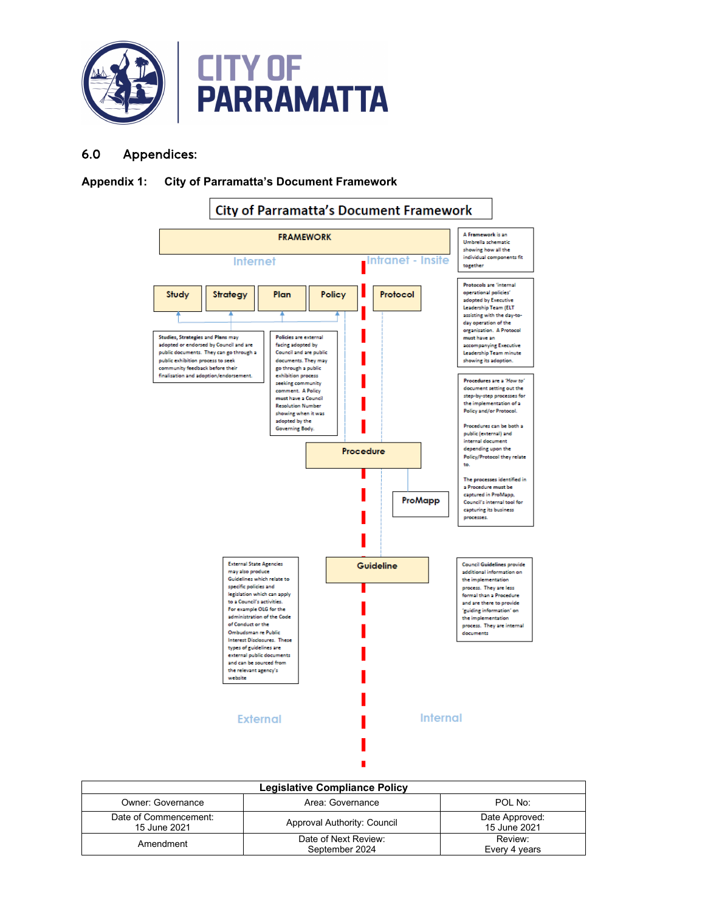## 6.0 Appendices:

### Appendix 1: City of Parramatta's Document Framework

**City of Parramatta's Document Framework**

**FRAMEWORK**

Internet | Intranet - Insite

A Framework is an Umbrella schematic showing how all the individual components fit together

**Study** | **Strategy** | **Plan** | **Policy** | **Protocol**

Protocols are 'internal operational policies' adopted by Executive Leadership Team (ELT assisting with the day-to-day operation of the organisation. A Protocol must have an accompanying Executive Leadership Team minute showing its adoption.

Studies, Strategies and Plans may adopted or endorsed by Council and are public documents. They can go through a public exhibition process to seek community feedback before their finalisation and adoption/endorsement.

Policies are external facing adopted by Council and are public documents. They may go through a public exhibition process seeking community comment. A Policy must have a Council Resolution Number showing when it was adopted by the Governing Body.

Procedures are a 'How to' document setting out the step-by-step processes for the implementation of a Policy and/or Protocol.

Procedures can be both a public (external) and internal document depending upon the Policy/Protocol they relate to.

The processes identified in a Procedure must be captured in ProMapp, Council's internal tool for capturing its business processes.

**Procedure**

**ProMapp**

External State Agencies may also produce Guidelines which relate to specific policies and legislation which can apply to a Council's activities. For example OLG for the administration of the Code of Conduct or the Ombudsman re Public Interest Disclosures. These types of guidelines are external public documents and can be sourced from the relevant agency's website

**Guideline**

Council Guidelines provide additional information on the implementation process. They are less formal than a Procedure and are there to provide 'guiding information' on the implementation process. They are internal documents

External | Internal

| Legislative Compliance Policy | | |
|---|---|---|
| Owner: Governance | Area: Governance | POL No: |
| Date of Commencement: 15 June 2021 | Approval Authority: Council | Date Approved: 15 June 2021 |
| Amendment | Date of Next Review: September 2024 | Review: Every 4 years |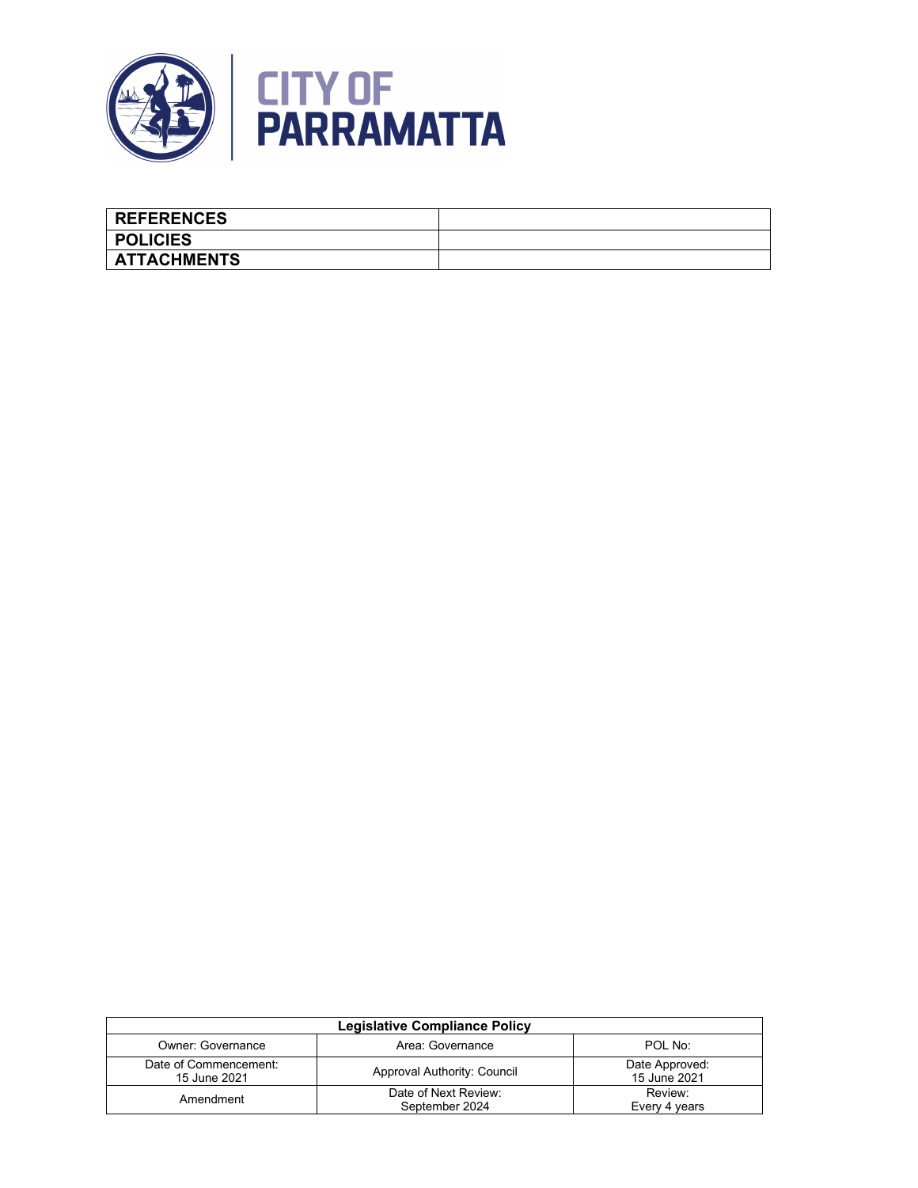| | |
|---|---|
| **REFERENCES** | |
| **POLICIES** | |
| **ATTACHMENTS** | |

| **Legislative Compliance Policy** | | |
|---|---|---|
| Owner: Governance | Area: Governance | POL No: |
| Date of Commencement: 15 June 2021 | Approval Authority: Council | Date Approved: 15 June 2021 |
| Amendment | Date of Next Review: September 2024 | Review: Every 4 years |